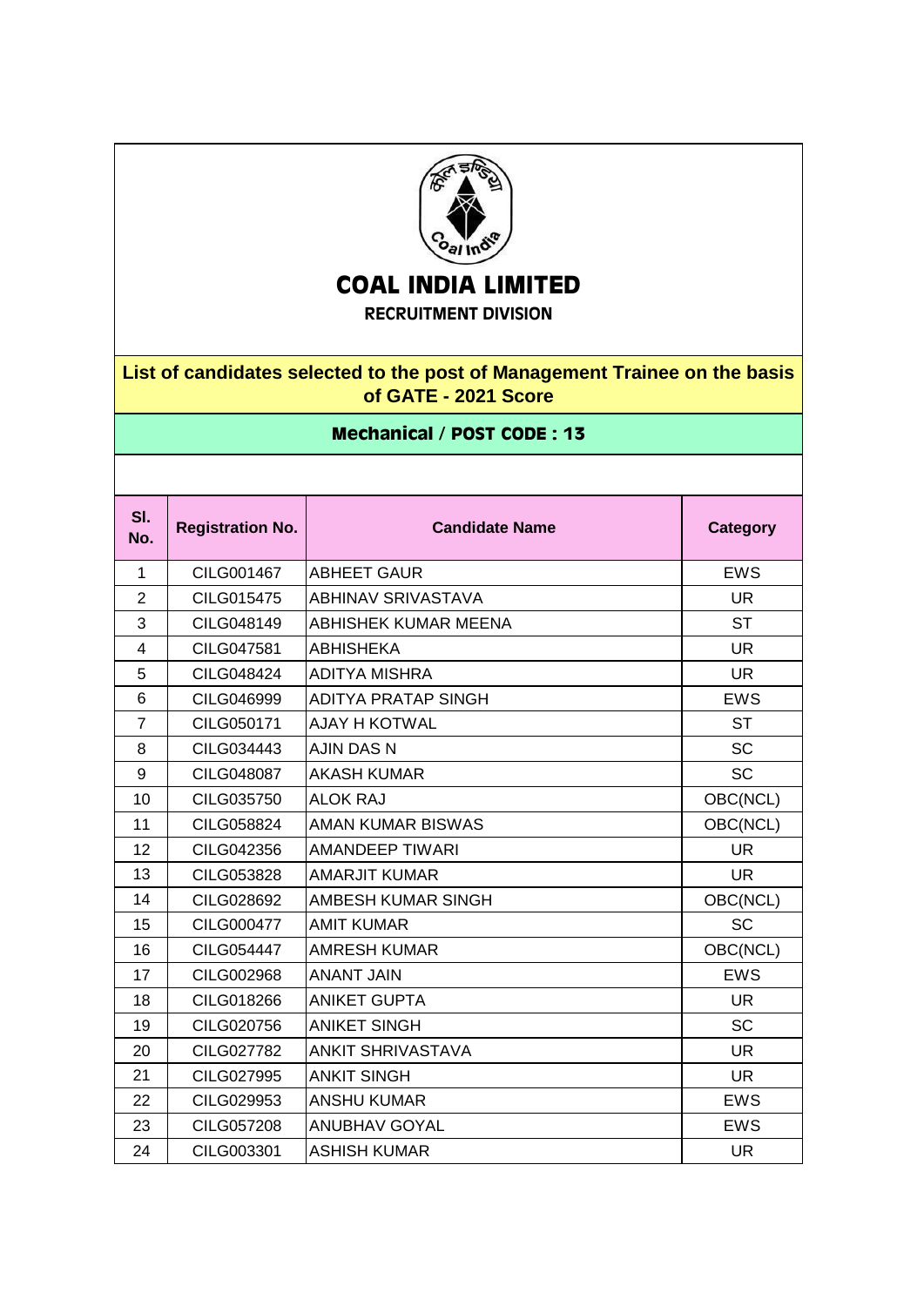# COAL INDIA LIMITED

**RECRUITMENT DIVISION**

## List of candidates selected to the post of Management Trainee on the basis of GATE - 2021 Score

### Mechanical / POST CODE : 13

| Sl. No. | Registration No. | Candidate Name | Category |
|---|---|---|---|
| 1 | CILG001467 | ABHEET GAUR | EWS |
| 2 | CILG015475 | ABHINAV SRIVASTAVA | UR |
| 3 | CILG048149 | ABHISHEK KUMAR MEENA | ST |
| 4 | CILG047581 | ABHISHEKA | UR |
| 5 | CILG048424 | ADITYA MISHRA | UR |
| 6 | CILG046999 | ADITYA PRATAP SINGH | EWS |
| 7 | CILG050171 | AJAY H KOTWAL | ST |
| 8 | CILG034443 | AJIN DAS N | SC |
| 9 | CILG048087 | AKASH KUMAR | SC |
| 10 | CILG035750 | ALOK RAJ | OBC(NCL) |
| 11 | CILG058824 | AMAN KUMAR BISWAS | OBC(NCL) |
| 12 | CILG042356 | AMANDEEP TIWARI | UR |
| 13 | CILG053828 | AMARJIT KUMAR | UR |
| 14 | CILG028692 | AMBESH KUMAR SINGH | OBC(NCL) |
| 15 | CILG000477 | AMIT KUMAR | SC |
| 16 | CILG054447 | AMRESH KUMAR | OBC(NCL) |
| 17 | CILG002968 | ANANT JAIN | EWS |
| 18 | CILG018266 | ANIKET GUPTA | UR |
| 19 | CILG020756 | ANIKET SINGH | SC |
| 20 | CILG027782 | ANKIT SHRIVASTAVA | UR |
| 21 | CILG027995 | ANKIT SINGH | UR |
| 22 | CILG029953 | ANSHU KUMAR | EWS |
| 23 | CILG057208 | ANUBHAV GOYAL | EWS |
| 24 | CILG003301 | ASHISH KUMAR | UR |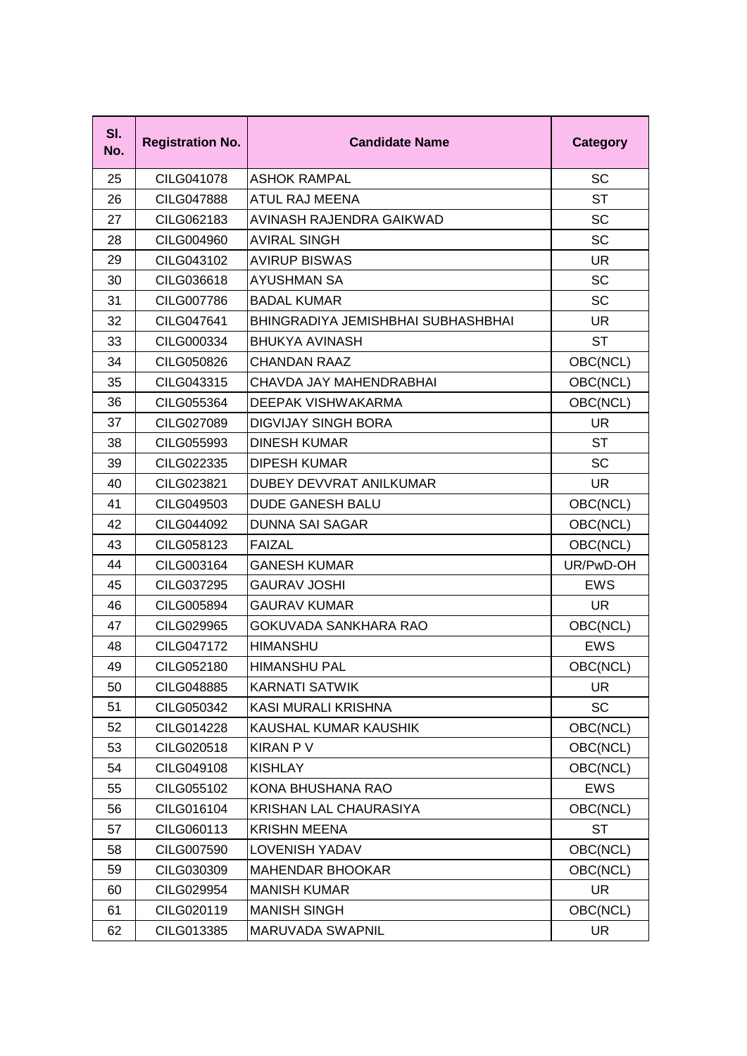| Sl. No. | Registration No. | Candidate Name | Category |
|---|---|---|---|
| 25 | CILG041078 | ASHOK RAMPAL | SC |
| 26 | CILG047888 | ATUL RAJ MEENA | ST |
| 27 | CILG062183 | AVINASH RAJENDRA GAIKWAD | SC |
| 28 | CILG004960 | AVIRAL SINGH | SC |
| 29 | CILG043102 | AVIRUP BISWAS | UR |
| 30 | CILG036618 | AYUSHMAN SA | SC |
| 31 | CILG007786 | BADAL KUMAR | SC |
| 32 | CILG047641 | BHINGRADIYA JEMISHBHAI SUBHASHBHAI | UR |
| 33 | CILG000334 | BHUKYA AVINASH | ST |
| 34 | CILG050826 | CHANDAN RAAZ | OBC(NCL) |
| 35 | CILG043315 | CHAVDA JAY MAHENDRABHAI | OBC(NCL) |
| 36 | CILG055364 | DEEPAK VISHWAKARMA | OBC(NCL) |
| 37 | CILG027089 | DIGVIJAY SINGH BORA | UR |
| 38 | CILG055993 | DINESH KUMAR | ST |
| 39 | CILG022335 | DIPESH KUMAR | SC |
| 40 | CILG023821 | DUBEY DEVVRAT ANILKUMAR | UR |
| 41 | CILG049503 | DUDE GANESH BALU | OBC(NCL) |
| 42 | CILG044092 | DUNNA SAI SAGAR | OBC(NCL) |
| 43 | CILG058123 | FAIZAL | OBC(NCL) |
| 44 | CILG003164 | GANESH KUMAR | UR/PwD-OH |
| 45 | CILG037295 | GAURAV JOSHI | EWS |
| 46 | CILG005894 | GAURAV KUMAR | UR |
| 47 | CILG029965 | GOKUVADA SANKHARA RAO | OBC(NCL) |
| 48 | CILG047172 | HIMANSHU | EWS |
| 49 | CILG052180 | HIMANSHU PAL | OBC(NCL) |
| 50 | CILG048885 | KARNATI SATWIK | UR |
| 51 | CILG050342 | KASI MURALI KRISHNA | SC |
| 52 | CILG014228 | KAUSHAL KUMAR KAUSHIK | OBC(NCL) |
| 53 | CILG020518 | KIRAN P V | OBC(NCL) |
| 54 | CILG049108 | KISHLAY | OBC(NCL) |
| 55 | CILG055102 | KONA BHUSHANA RAO | EWS |
| 56 | CILG016104 | KRISHAN LAL CHAURASIYA | OBC(NCL) |
| 57 | CILG060113 | KRISHN MEENA | ST |
| 58 | CILG007590 | LOVENISH YADAV | OBC(NCL) |
| 59 | CILG030309 | MAHENDAR BHOOKAR | OBC(NCL) |
| 60 | CILG029954 | MANISH KUMAR | UR |
| 61 | CILG020119 | MANISH SINGH | OBC(NCL) |
| 62 | CILG013385 | MARUVADA SWAPNIL | UR |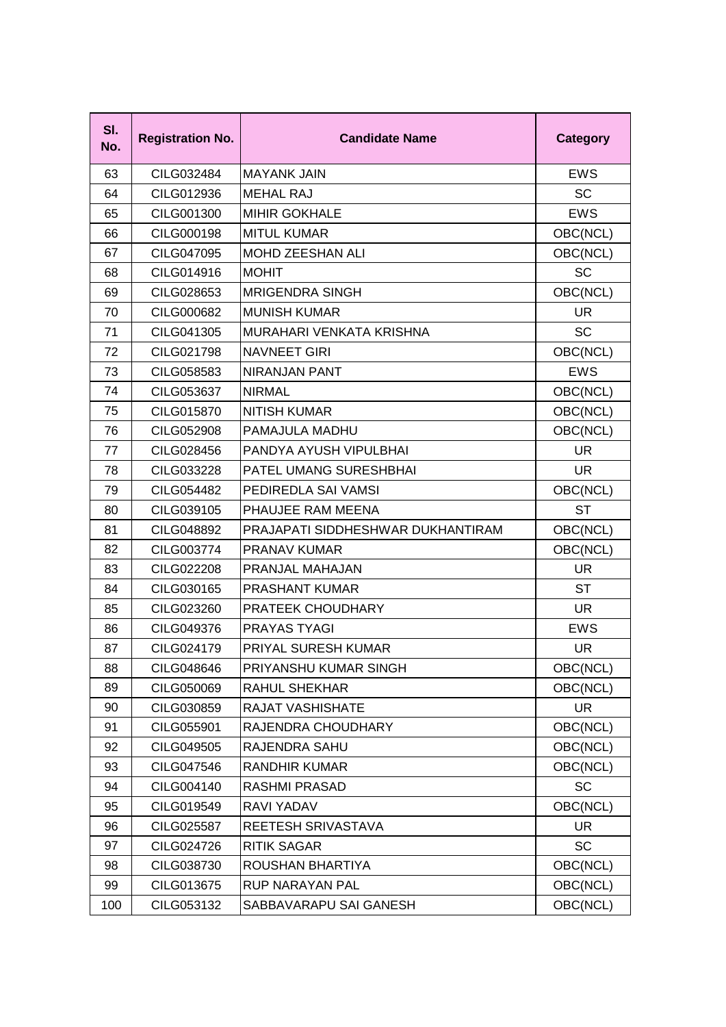| Sl. No. | Registration No. | Candidate Name | Category |
|---|---|---|---|
| 63 | CILG032484 | MAYANK JAIN | EWS |
| 64 | CILG012936 | MEHAL RAJ | SC |
| 65 | CILG001300 | MIHIR GOKHALE | EWS |
| 66 | CILG000198 | MITUL KUMAR | OBC(NCL) |
| 67 | CILG047095 | MOHD ZEESHAN ALI | OBC(NCL) |
| 68 | CILG014916 | MOHIT | SC |
| 69 | CILG028653 | MRIGENDRA SINGH | OBC(NCL) |
| 70 | CILG000682 | MUNISH KUMAR | UR |
| 71 | CILG041305 | MURAHARI VENKATA KRISHNA | SC |
| 72 | CILG021798 | NAVNEET GIRI | OBC(NCL) |
| 73 | CILG058583 | NIRANJAN PANT | EWS |
| 74 | CILG053637 | NIRMAL | OBC(NCL) |
| 75 | CILG015870 | NITISH KUMAR | OBC(NCL) |
| 76 | CILG052908 | PAMAJULA MADHU | OBC(NCL) |
| 77 | CILG028456 | PANDYA AYUSH VIPULBHAI | UR |
| 78 | CILG033228 | PATEL UMANG SURESHBHAI | UR |
| 79 | CILG054482 | PEDIREDLA SAI VAMSI | OBC(NCL) |
| 80 | CILG039105 | PHAUJEE RAM MEENA | ST |
| 81 | CILG048892 | PRAJAPATI SIDDHESHWAR DUKHANTIRAM | OBC(NCL) |
| 82 | CILG003774 | PRANAV KUMAR | OBC(NCL) |
| 83 | CILG022208 | PRANJAL MAHAJAN | UR |
| 84 | CILG030165 | PRASHANT KUMAR | ST |
| 85 | CILG023260 | PRATEEK CHOUDHARY | UR |
| 86 | CILG049376 | PRAYAS TYAGI | EWS |
| 87 | CILG024179 | PRIYAL SURESH KUMAR | UR |
| 88 | CILG048646 | PRIYANSHU KUMAR SINGH | OBC(NCL) |
| 89 | CILG050069 | RAHUL SHEKHAR | OBC(NCL) |
| 90 | CILG030859 | RAJAT VASHISHATE | UR |
| 91 | CILG055901 | RAJENDRA CHOUDHARY | OBC(NCL) |
| 92 | CILG049505 | RAJENDRA SAHU | OBC(NCL) |
| 93 | CILG047546 | RANDHIR KUMAR | OBC(NCL) |
| 94 | CILG004140 | RASHMI PRASAD | SC |
| 95 | CILG019549 | RAVI YADAV | OBC(NCL) |
| 96 | CILG025587 | REETESH SRIVASTAVA | UR |
| 97 | CILG024726 | RITIK SAGAR | SC |
| 98 | CILG038730 | ROUSHAN BHARTIYA | OBC(NCL) |
| 99 | CILG013675 | RUP NARAYAN PAL | OBC(NCL) |
| 100 | CILG053132 | SABBAVARAPU SAI GANESH | OBC(NCL) |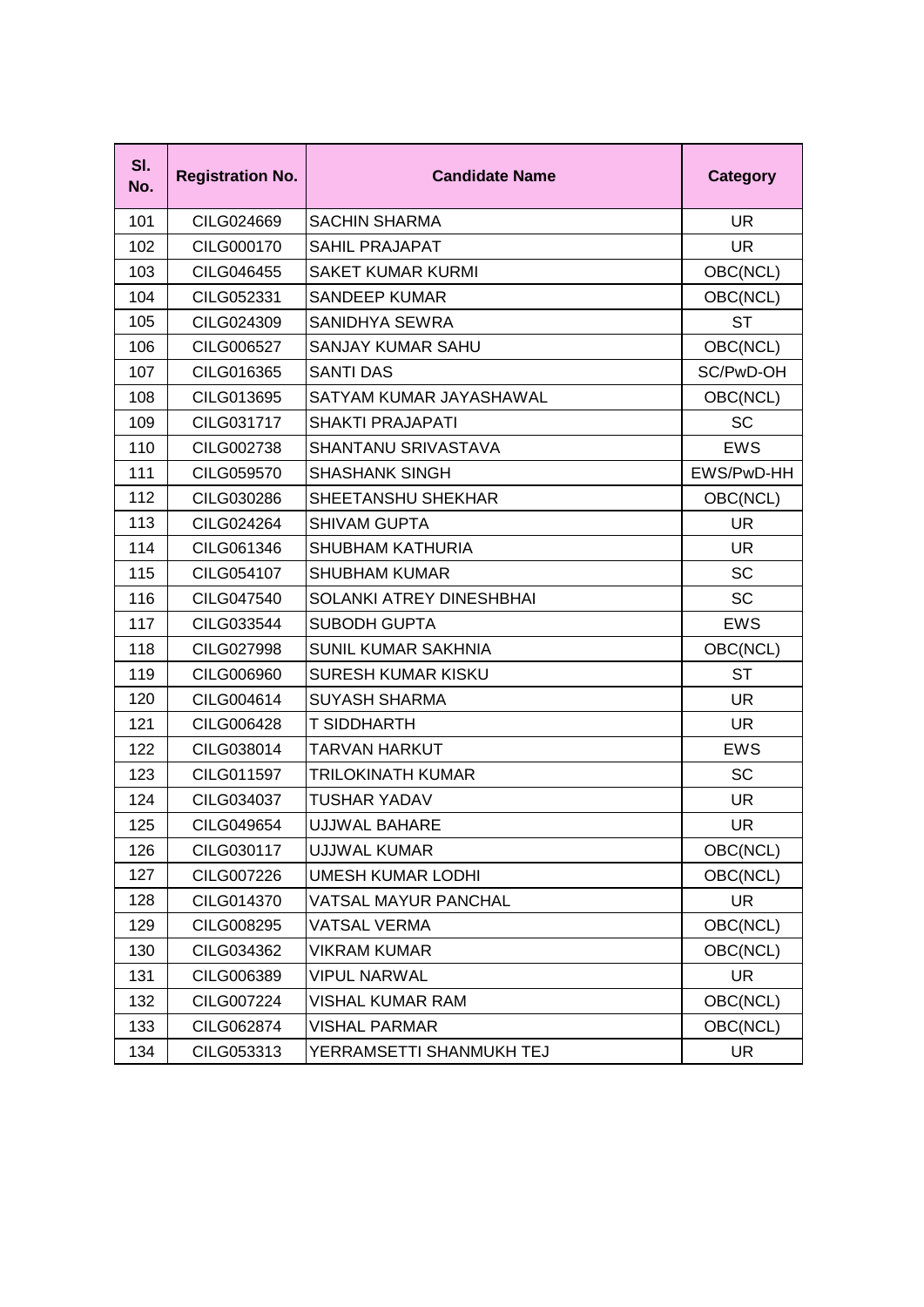| Sl. No. | Registration No. | Candidate Name | Category |
|---|---|---|---|
| 101 | CILG024669 | SACHIN SHARMA | UR |
| 102 | CILG000170 | SAHIL PRAJAPAT | UR |
| 103 | CILG046455 | SAKET KUMAR KURMI | OBC(NCL) |
| 104 | CILG052331 | SANDEEP KUMAR | OBC(NCL) |
| 105 | CILG024309 | SANIDHYA SEWRA | ST |
| 106 | CILG006527 | SANJAY KUMAR SAHU | OBC(NCL) |
| 107 | CILG016365 | SANTI DAS | SC/PwD-OH |
| 108 | CILG013695 | SATYAM KUMAR JAYASHAWAL | OBC(NCL) |
| 109 | CILG031717 | SHAKTI PRAJAPATI | SC |
| 110 | CILG002738 | SHANTANU SRIVASTAVA | EWS |
| 111 | CILG059570 | SHASHANK SINGH | EWS/PwD-HH |
| 112 | CILG030286 | SHEETANSHU SHEKHAR | OBC(NCL) |
| 113 | CILG024264 | SHIVAM GUPTA | UR |
| 114 | CILG061346 | SHUBHAM KATHURIA | UR |
| 115 | CILG054107 | SHUBHAM KUMAR | SC |
| 116 | CILG047540 | SOLANKI ATREY DINESHBHAI | SC |
| 117 | CILG033544 | SUBODH GUPTA | EWS |
| 118 | CILG027998 | SUNIL KUMAR SAKHNIA | OBC(NCL) |
| 119 | CILG006960 | SURESH KUMAR KISKU | ST |
| 120 | CILG004614 | SUYASH SHARMA | UR |
| 121 | CILG006428 | T SIDDHARTH | UR |
| 122 | CILG038014 | TARVAN HARKUT | EWS |
| 123 | CILG011597 | TRILOKINATH KUMAR | SC |
| 124 | CILG034037 | TUSHAR YADAV | UR |
| 125 | CILG049654 | UJJWAL BAHARE | UR |
| 126 | CILG030117 | UJJWAL KUMAR | OBC(NCL) |
| 127 | CILG007226 | UMESH KUMAR LODHI | OBC(NCL) |
| 128 | CILG014370 | VATSAL MAYUR PANCHAL | UR |
| 129 | CILG008295 | VATSAL VERMA | OBC(NCL) |
| 130 | CILG034362 | VIKRAM KUMAR | OBC(NCL) |
| 131 | CILG006389 | VIPUL NARWAL | UR |
| 132 | CILG007224 | VISHAL KUMAR RAM | OBC(NCL) |
| 133 | CILG062874 | VISHAL PARMAR | OBC(NCL) |
| 134 | CILG053313 | YERRAMSETTI SHANMUKH TEJ | UR |